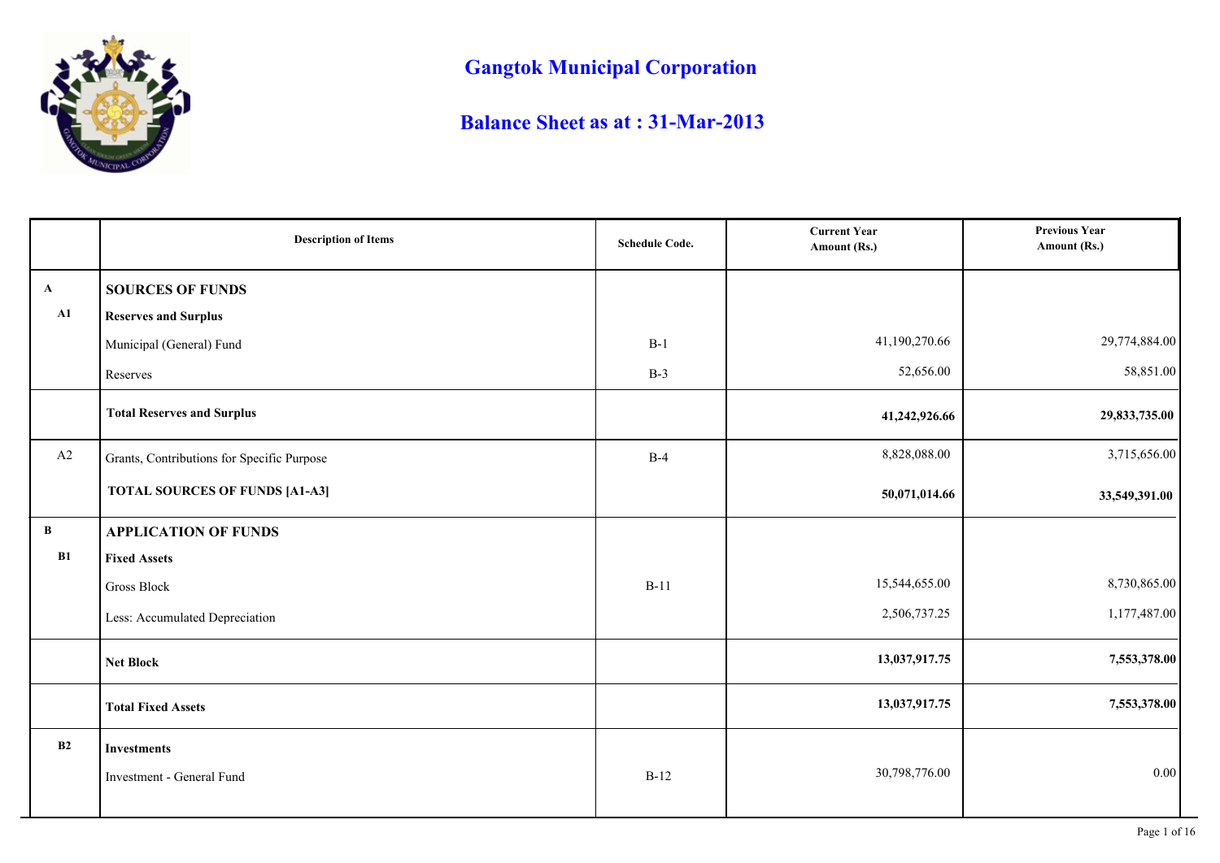# Gangtok Municipal Corporation

## Balance Sheet as at : 31-Mar-2013

| | Description of Items | Schedule Code. | Current Year Amount (Rs.) | Previous Year Amount (Rs.) |
|---|---|---|---|---|
| **A** | **SOURCES OF FUNDS** | | | |
| **A1** | **Reserves and Surplus** | | | |
| | Municipal (General) Fund | B-1 | 41,190,270.66 | 29,774,884.00 |
| | Reserves | B-3 | 52,656.00 | 58,851.00 |
| | **Total Reserves and Surplus** | | **41,242,926.66** | **29,833,735.00** |
| A2 | Grants, Contributions for Specific Purpose | B-4 | 8,828,088.00 | 3,715,656.00 |
| | **TOTAL SOURCES OF FUNDS [A1-A3]** | | **50,071,014.66** | **33,549,391.00** |
| **B** | **APPLICATION OF FUNDS** | | | |
| **B1** | **Fixed Assets** | | | |
| | Gross Block | B-11 | 15,544,655.00 | 8,730,865.00 |
| | Less: Accumulated Depreciation | | 2,506,737.25 | 1,177,487.00 |
| | **Net Block** | | **13,037,917.75** | **7,553,378.00** |
| | **Total Fixed Assets** | | **13,037,917.75** | **7,553,378.00** |
| **B2** | **Investments** | | | |
| | Investment - General Fund | B-12 | 30,798,776.00 | 0.00 |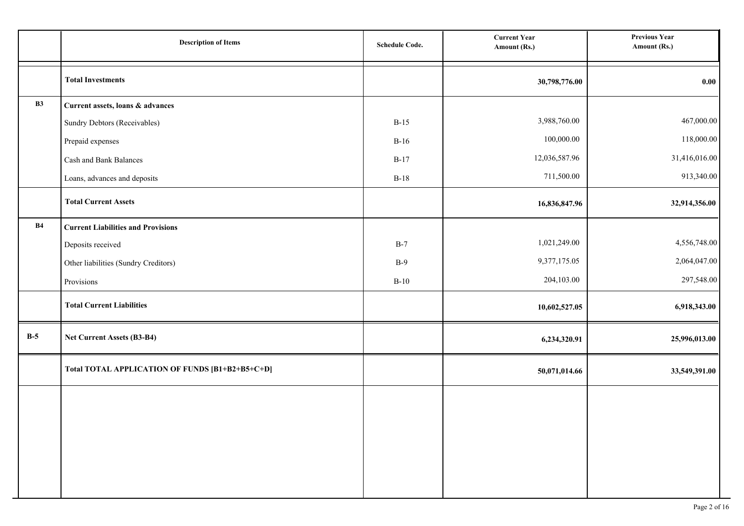|  | Description of Items | Schedule Code. | Current Year Amount (Rs.) | Previous Year Amount (Rs.) |
|---|---|---|---|---|
|  | **Total Investments** |  | **30,798,776.00** | **0.00** |
| **B3** | **Current assets, loans & advances** |  |  |  |
|  | Sundry Debtors (Receivables) | B-15 | 3,988,760.00 | 467,000.00 |
|  | Prepaid expenses | B-16 | 100,000.00 | 118,000.00 |
|  | Cash and Bank Balances | B-17 | 12,036,587.96 | 31,416,016.00 |
|  | Loans, advances and deposits | B-18 | 711,500.00 | 913,340.00 |
|  | **Total Current Assets** |  | **16,836,847.96** | **32,914,356.00** |
| **B4** | **Current Liabilities and Provisions** |  |  |  |
|  | Deposits received | B-7 | 1,021,249.00 | 4,556,748.00 |
|  | Other liabilities (Sundry Creditors) | B-9 | 9,377,175.05 | 2,064,047.00 |
|  | Provisions | B-10 | 204,103.00 | 297,548.00 |
|  | **Total Current Liabilities** |  | **10,602,527.05** | **6,918,343.00** |
| **B-5** | **Net Current Assets (B3-B4)** |  | **6,234,320.91** | **25,996,013.00** |
|  | **Total TOTAL APPLICATION OF FUNDS [B1+B2+B5+C+D]** |  | **50,071,014.66** | **33,549,391.00** |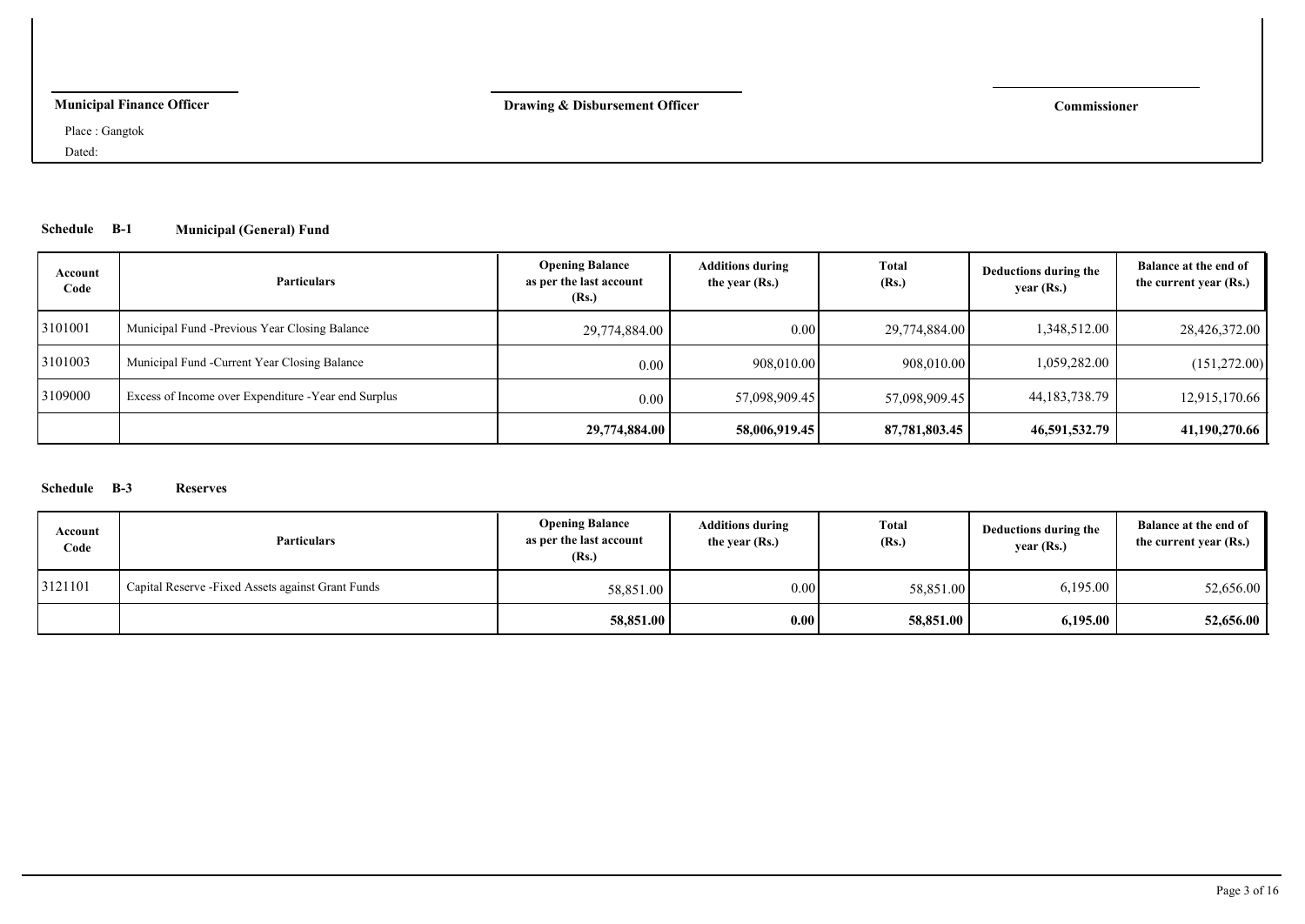| Municipal Finance Officer | Drawing & Disbursement Officer | Commissioner |
|---|---|---|

Place : Gangtok

Dated:

### Schedule B-1 Municipal (General) Fund

| Account Code | Particulars | Opening Balance as per the last account (Rs.) | Additions during the year (Rs.) | Total (Rs.) | Deductions during the year (Rs.) | Balance at the end of the current year (Rs.) |
|---|---|---|---|---|---|---|
| 3101001 | Municipal Fund -Previous Year Closing Balance | 29,774,884.00 | 0.00 | 29,774,884.00 | 1,348,512.00 | 28,426,372.00 |
| 3101003 | Municipal Fund -Current Year Closing Balance | 0.00 | 908,010.00 | 908,010.00 | 1,059,282.00 | (151,272.00) |
| 3109000 | Excess of Income over Expenditure -Year end Surplus | 0.00 | 57,098,909.45 | 57,098,909.45 | 44,183,738.79 | 12,915,170.66 |
| | | **29,774,884.00** | **58,006,919.45** | **87,781,803.45** | **46,591,532.79** | **41,190,270.66** |

### Schedule B-3 Reserves

| Account Code | Particulars | Opening Balance as per the last account (Rs.) | Additions during the year (Rs.) | Total (Rs.) | Deductions during the year (Rs.) | Balance at the end of the current year (Rs.) |
|---|---|---|---|---|---|---|
| 3121101 | Capital Reserve -Fixed Assets against Grant Funds | 58,851.00 | 0.00 | 58,851.00 | 6,195.00 | 52,656.00 |
| | | **58,851.00** | **0.00** | **58,851.00** | **6,195.00** | **52,656.00** |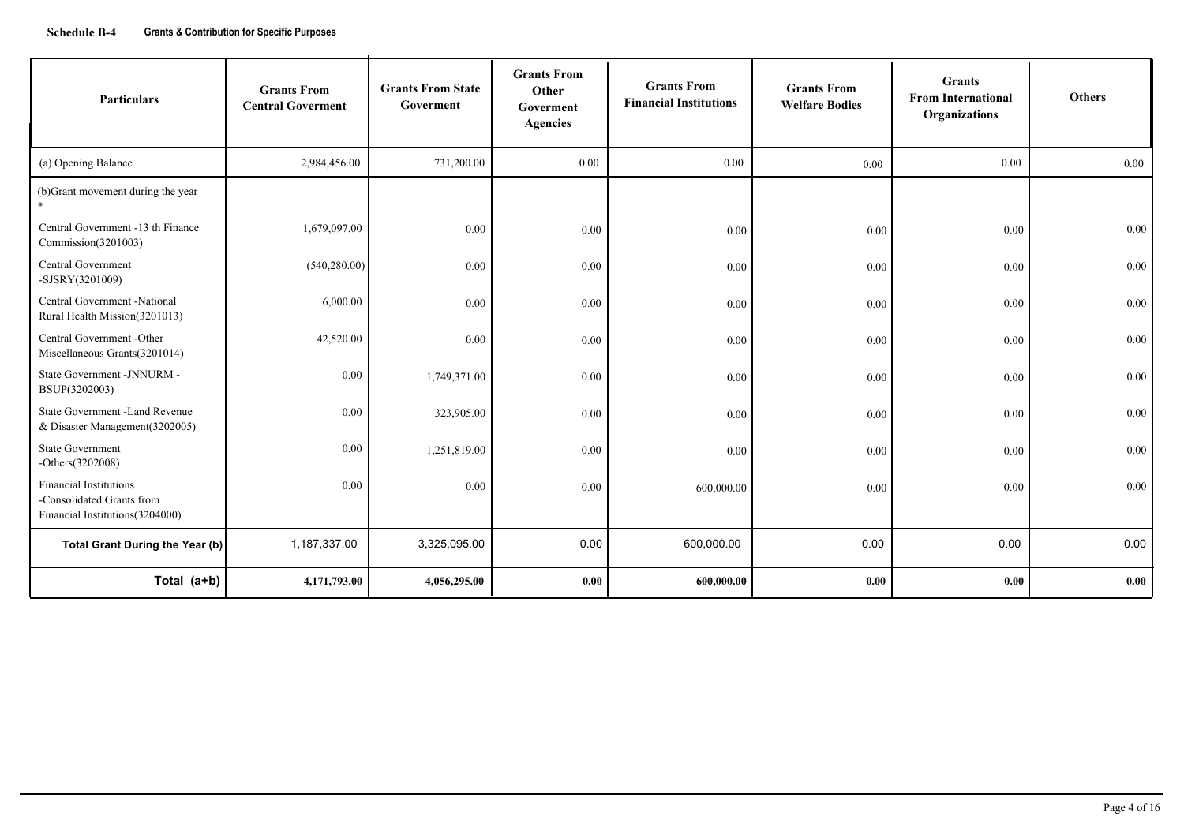**Schedule B-4** **Grants & Contribution for Specific Purposes**

| Particulars | Grants From Central Goverment | Grants From State Goverment | Grants From Other Goverment Agencies | Grants From Financial Institutions | Grants From Welfare Bodies | Grants From International Organizations | Others |
|---|---|---|---|---|---|---|---|
| (a) Opening Balance | 2,984,456.00 | 731,200.00 | 0.00 | 0.00 | 0.00 | 0.00 | 0.00 |
| (b)Grant movement during the year * | | | | | | | |
| Central Government -13 th Finance Commission(3201003) | 1,679,097.00 | 0.00 | 0.00 | 0.00 | 0.00 | 0.00 | 0.00 |
| Central Government -SJSRY(3201009) | (540,280.00) | 0.00 | 0.00 | 0.00 | 0.00 | 0.00 | 0.00 |
| Central Government -National Rural Health Mission(3201013) | 6,000.00 | 0.00 | 0.00 | 0.00 | 0.00 | 0.00 | 0.00 |
| Central Government -Other Miscellaneous Grants(3201014) | 42,520.00 | 0.00 | 0.00 | 0.00 | 0.00 | 0.00 | 0.00 |
| State Government -JNNURM -BSUP(3202003) | 0.00 | 1,749,371.00 | 0.00 | 0.00 | 0.00 | 0.00 | 0.00 |
| State Government -Land Revenue & Disaster Management(3202005) | 0.00 | 323,905.00 | 0.00 | 0.00 | 0.00 | 0.00 | 0.00 |
| State Government -Others(3202008) | 0.00 | 1,251,819.00 | 0.00 | 0.00 | 0.00 | 0.00 | 0.00 |
| Financial Institutions -Consolidated Grants from Financial Institutions(3204000) | 0.00 | 0.00 | 0.00 | 600,000.00 | 0.00 | 0.00 | 0.00 |
| **Total Grant During the Year (b)** | 1,187,337.00 | 3,325,095.00 | 0.00 | 600,000.00 | 0.00 | 0.00 | 0.00 |
| **Total (a+b)** | **4,171,793.00** | **4,056,295.00** | **0.00** | **600,000.00** | **0.00** | **0.00** | **0.00** |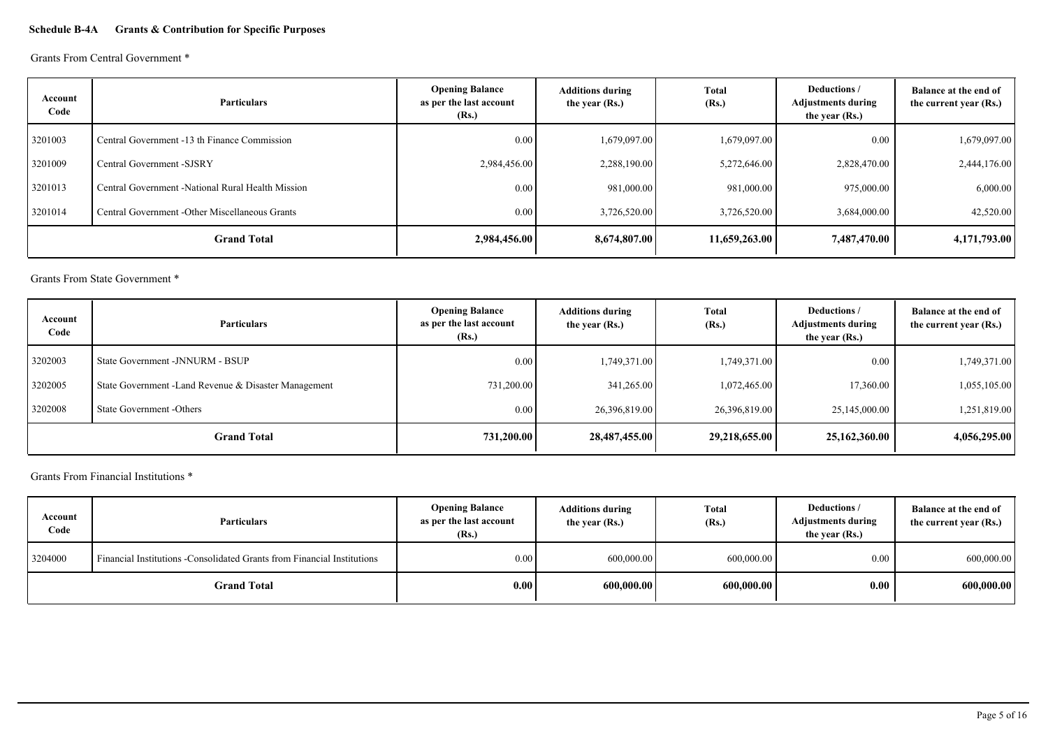**Schedule B-4A Grants & Contribution for Specific Purposes**

Grants From Central Government *

| Account Code | Particulars | Opening Balance as per the last account (Rs.) | Additions during the year (Rs.) | Total (Rs.) | Deductions / Adjustments during the year (Rs.) | Balance at the end of the current year (Rs.) |
|---|---|---|---|---|---|---|
| 3201003 | Central Government -13 th Finance Commission | 0.00 | 1,679,097.00 | 1,679,097.00 | 0.00 | 1,679,097.00 |
| 3201009 | Central Government -SJSRY | 2,984,456.00 | 2,288,190.00 | 5,272,646.00 | 2,828,470.00 | 2,444,176.00 |
| 3201013 | Central Government -National Rural Health Mission | 0.00 | 981,000.00 | 981,000.00 | 975,000.00 | 6,000.00 |
| 3201014 | Central Government -Other Miscellaneous Grants | 0.00 | 3,726,520.00 | 3,726,520.00 | 3,684,000.00 | 42,520.00 |
| | **Grand Total** | **2,984,456.00** | **8,674,807.00** | **11,659,263.00** | **7,487,470.00** | **4,171,793.00** |

Grants From State Government *

| Account Code | Particulars | Opening Balance as per the last account (Rs.) | Additions during the year (Rs.) | Total (Rs.) | Deductions / Adjustments during the year (Rs.) | Balance at the end of the current year (Rs.) |
|---|---|---|---|---|---|---|
| 3202003 | State Government -JNNURM - BSUP | 0.00 | 1,749,371.00 | 1,749,371.00 | 0.00 | 1,749,371.00 |
| 3202005 | State Government -Land Revenue & Disaster Management | 731,200.00 | 341,265.00 | 1,072,465.00 | 17,360.00 | 1,055,105.00 |
| 3202008 | State Government -Others | 0.00 | 26,396,819.00 | 26,396,819.00 | 25,145,000.00 | 1,251,819.00 |
| | **Grand Total** | **731,200.00** | **28,487,455.00** | **29,218,655.00** | **25,162,360.00** | **4,056,295.00** |

Grants From Financial Institutions *

| Account Code | Particulars | Opening Balance as per the last account (Rs.) | Additions during the year (Rs.) | Total (Rs.) | Deductions / Adjustments during the year (Rs.) | Balance at the end of the current year (Rs.) |
|---|---|---|---|---|---|---|
| 3204000 | Financial Institutions -Consolidated Grants from Financial Institutions | 0.00 | 600,000.00 | 600,000.00 | 0.00 | 600,000.00 |
| | **Grand Total** | **0.00** | **600,000.00** | **600,000.00** | **0.00** | **600,000.00** |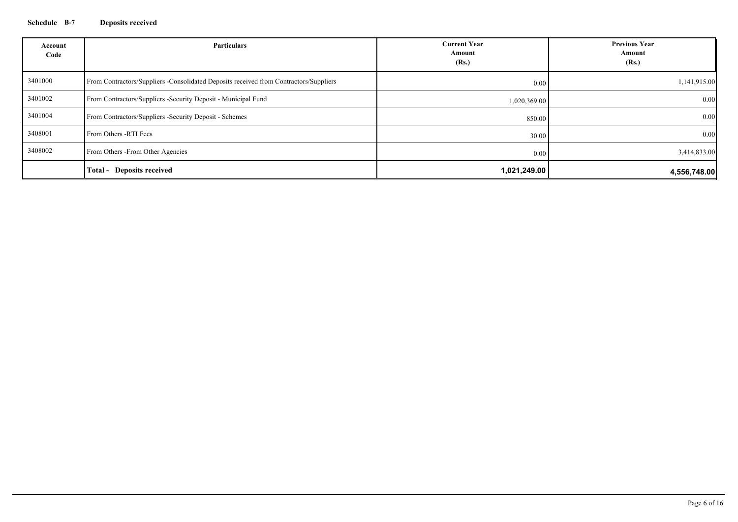**Schedule B-7 Deposits received**

| Account Code | Particulars | Current Year Amount (Rs.) | Previous Year Amount (Rs.) |
|---|---|---|---|
| 3401000 | From Contractors/Suppliers -Consolidated Deposits received from Contractors/Suppliers | 0.00 | 1,141,915.00 |
| 3401002 | From Contractors/Suppliers -Security Deposit - Municipal Fund | 1,020,369.00 | 0.00 |
| 3401004 | From Contractors/Suppliers -Security Deposit - Schemes | 850.00 | 0.00 |
| 3408001 | From Others -RTI Fees | 30.00 | 0.00 |
| 3408002 | From Others -From Other Agencies | 0.00 | 3,414,833.00 |
| | **Total - Deposits received** | **1,021,249.00** | **4,556,748.00** |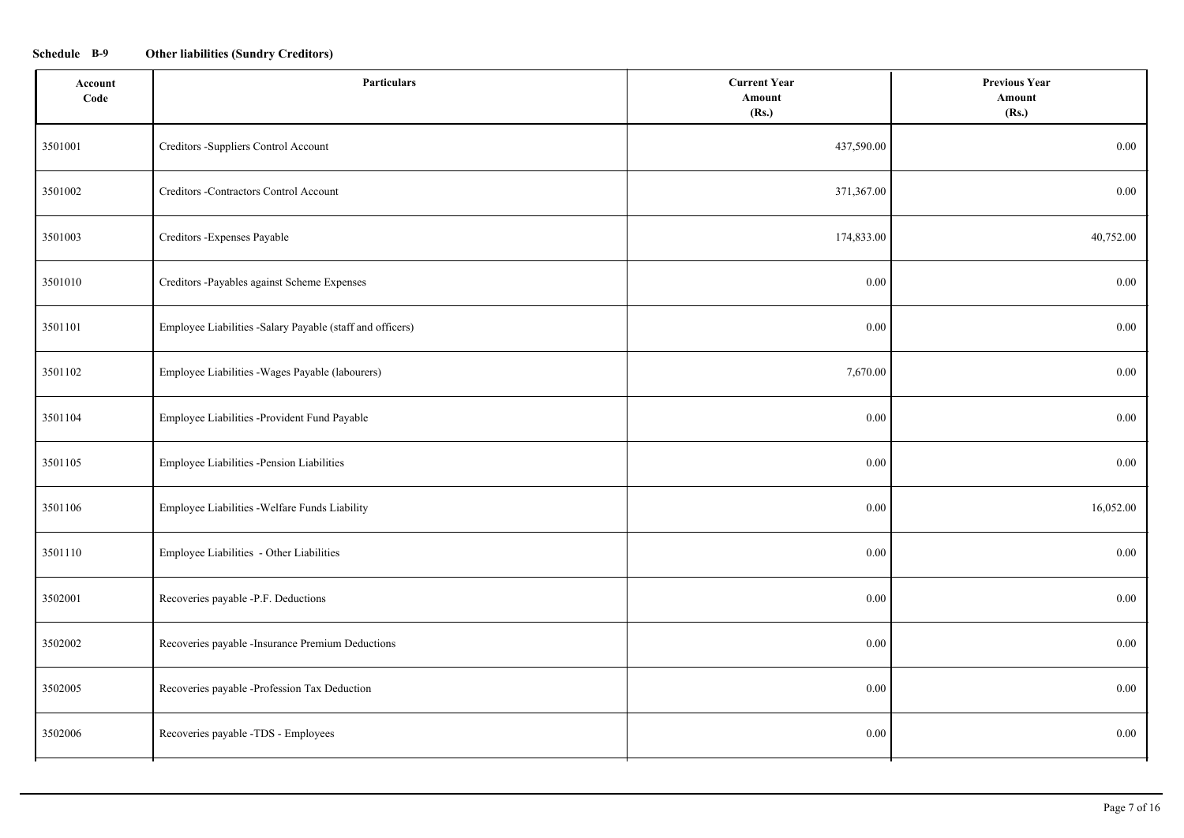**Schedule B-9 Other liabilities (Sundry Creditors)**

| Account Code | Particulars | Current Year Amount (Rs.) | Previous Year Amount (Rs.) |
|---|---|---|---|
| 3501001 | Creditors -Suppliers Control Account | 437,590.00 | 0.00 |
| 3501002 | Creditors -Contractors Control Account | 371,367.00 | 0.00 |
| 3501003 | Creditors -Expenses Payable | 174,833.00 | 40,752.00 |
| 3501010 | Creditors -Payables against Scheme Expenses | 0.00 | 0.00 |
| 3501101 | Employee Liabilities -Salary Payable (staff and officers) | 0.00 | 0.00 |
| 3501102 | Employee Liabilities -Wages Payable (labourers) | 7,670.00 | 0.00 |
| 3501104 | Employee Liabilities -Provident Fund Payable | 0.00 | 0.00 |
| 3501105 | Employee Liabilities -Pension Liabilities | 0.00 | 0.00 |
| 3501106 | Employee Liabilities -Welfare Funds Liability | 0.00 | 16,052.00 |
| 3501110 | Employee Liabilities - Other Liabilities | 0.00 | 0.00 |
| 3502001 | Recoveries payable -P.F. Deductions | 0.00 | 0.00 |
| 3502002 | Recoveries payable -Insurance Premium Deductions | 0.00 | 0.00 |
| 3502005 | Recoveries payable -Profession Tax Deduction | 0.00 | 0.00 |
| 3502006 | Recoveries payable -TDS - Employees | 0.00 | 0.00 |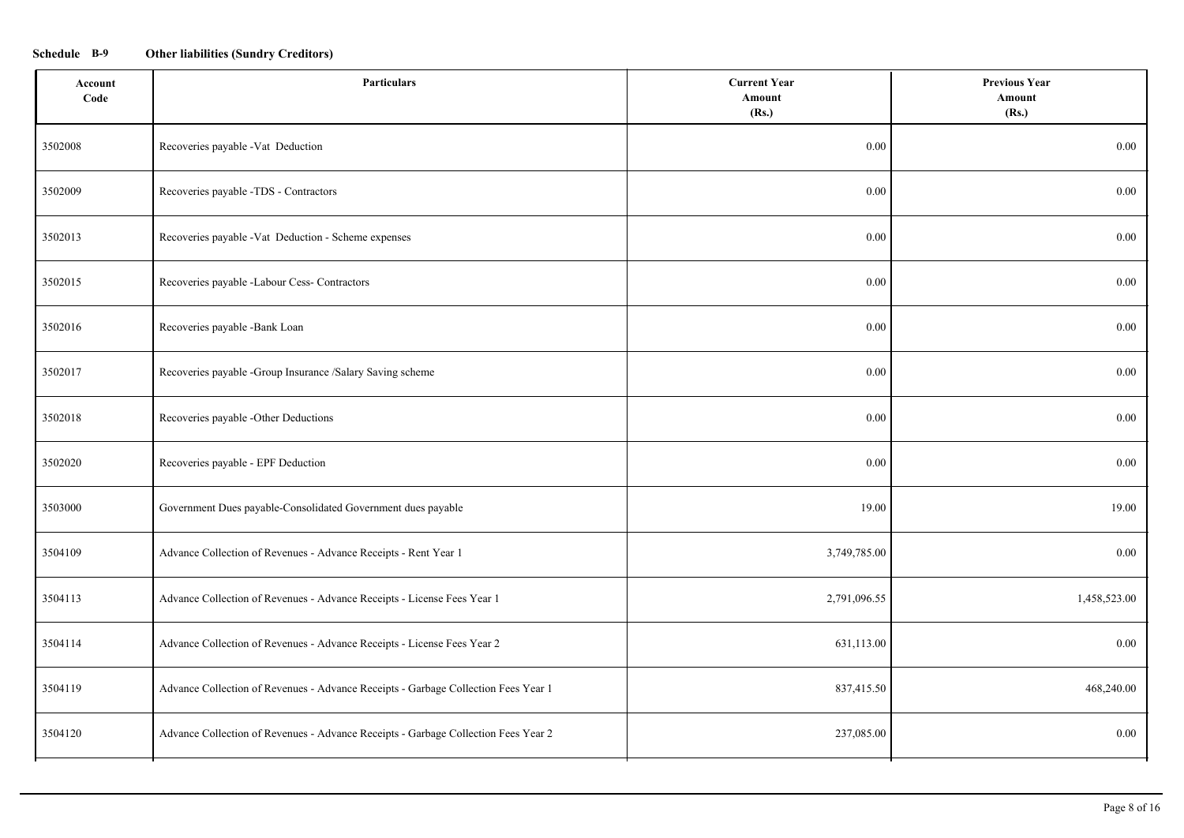**Schedule B-9 Other liabilities (Sundry Creditors)**

| Account Code | Particulars | Current Year Amount (Rs.) | Previous Year Amount (Rs.) |
|---|---|---|---|
| 3502008 | Recoveries payable -Vat Deduction | 0.00 | 0.00 |
| 3502009 | Recoveries payable -TDS - Contractors | 0.00 | 0.00 |
| 3502013 | Recoveries payable -Vat Deduction - Scheme expenses | 0.00 | 0.00 |
| 3502015 | Recoveries payable -Labour Cess- Contractors | 0.00 | 0.00 |
| 3502016 | Recoveries payable -Bank Loan | 0.00 | 0.00 |
| 3502017 | Recoveries payable -Group Insurance /Salary Saving scheme | 0.00 | 0.00 |
| 3502018 | Recoveries payable -Other Deductions | 0.00 | 0.00 |
| 3502020 | Recoveries payable - EPF Deduction | 0.00 | 0.00 |
| 3503000 | Government Dues payable-Consolidated Government dues payable | 19.00 | 19.00 |
| 3504109 | Advance Collection of Revenues - Advance Receipts - Rent Year 1 | 3,749,785.00 | 0.00 |
| 3504113 | Advance Collection of Revenues - Advance Receipts - License Fees Year 1 | 2,791,096.55 | 1,458,523.00 |
| 3504114 | Advance Collection of Revenues - Advance Receipts - License Fees Year 2 | 631,113.00 | 0.00 |
| 3504119 | Advance Collection of Revenues - Advance Receipts - Garbage Collection Fees Year 1 | 837,415.50 | 468,240.00 |
| 3504120 | Advance Collection of Revenues - Advance Receipts - Garbage Collection Fees Year 2 | 237,085.00 | 0.00 |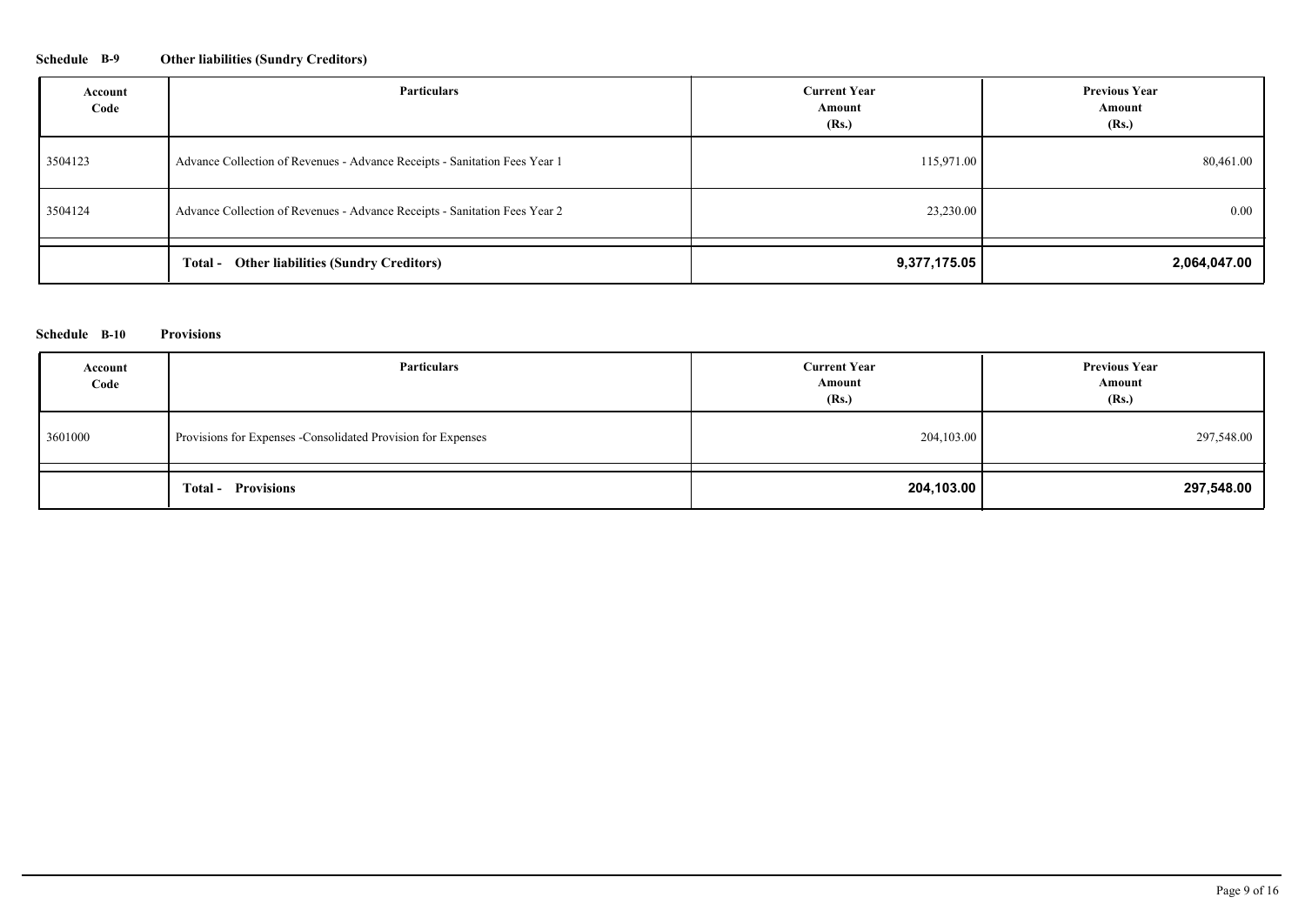**Schedule B-9 Other liabilities (Sundry Creditors)**

| Account Code | Particulars | Current Year Amount (Rs.) | Previous Year Amount (Rs.) |
|---|---|---|---|
| 3504123 | Advance Collection of Revenues - Advance Receipts - Sanitation Fees Year 1 | 115,971.00 | 80,461.00 |
| 3504124 | Advance Collection of Revenues - Advance Receipts - Sanitation Fees Year 2 | 23,230.00 | 0.00 |
| | **Total - Other liabilities (Sundry Creditors)** | **9,377,175.05** | **2,064,047.00** |

**Schedule B-10 Provisions**

| Account Code | Particulars | Current Year Amount (Rs.) | Previous Year Amount (Rs.) |
|---|---|---|---|
| 3601000 | Provisions for Expenses -Consolidated Provision for Expenses | 204,103.00 | 297,548.00 |
| | **Total - Provisions** | **204,103.00** | **297,548.00** |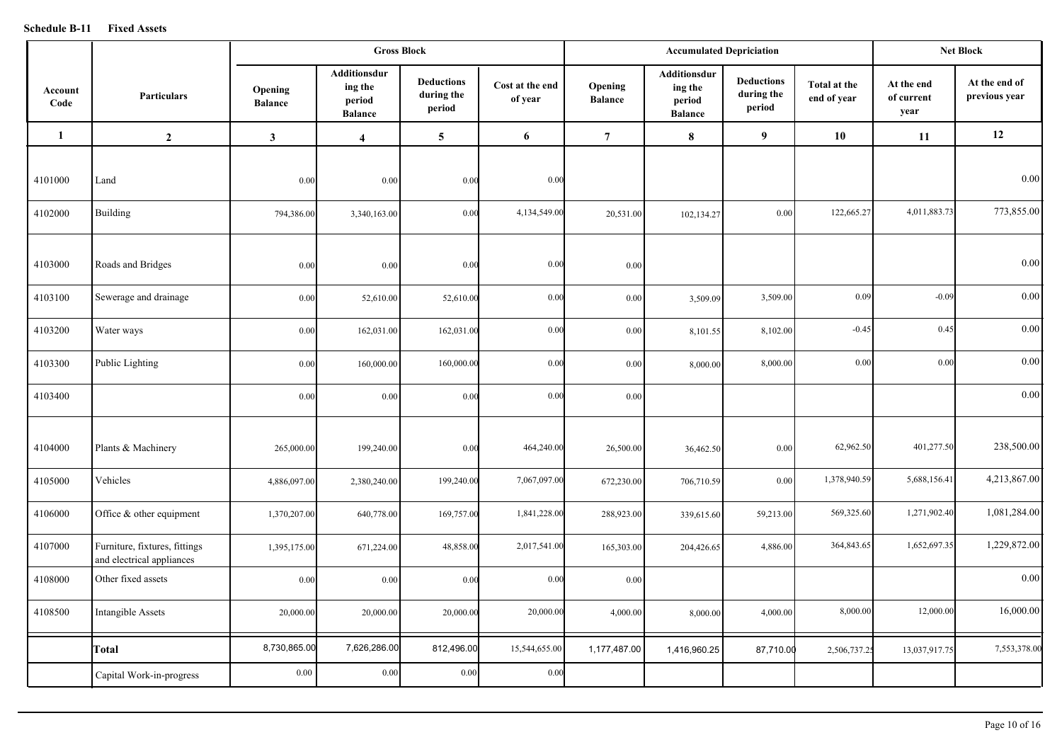**Schedule B-11 Fixed Assets**

| Account Code | Particulars | Gross Block | | | | Accumulated Depriciation | | | | Net Block | |
|---|---|---|---|---|---|---|---|---|---|---|---|
| | | Opening Balance | Additionsduring the period Balance | Deductions during the period | Cost at the end of year | Opening Balance | Additionsduring the period Balance | Deductions during the period | Total at the end of year | At the end of current year | At the end of previous year |
| 1 | 2 | 3 | 4 | 5 | 6 | 7 | 8 | 9 | 10 | 11 | 12 |
| 4101000 | Land | 0.00 | 0.00 | 0.00 | 0.00 | | | | | | 0.00 |
| 4102000 | Building | 794,386.00 | 3,340,163.00 | 0.00 | 4,134,549.00 | 20,531.00 | 102,134.27 | 0.00 | 122,665.27 | 4,011,883.73 | 773,855.00 |
| 4103000 | Roads and Bridges | 0.00 | 0.00 | 0.00 | 0.00 | 0.00 | | | | | 0.00 |
| 4103100 | Sewerage and drainage | 0.00 | 52,610.00 | 52,610.00 | 0.00 | 0.00 | 3,509.09 | 3,509.00 | 0.09 | -0.09 | 0.00 |
| 4103200 | Water ways | 0.00 | 162,031.00 | 162,031.00 | 0.00 | 0.00 | 8,101.55 | 8,102.00 | -0.45 | 0.45 | 0.00 |
| 4103300 | Public Lighting | 0.00 | 160,000.00 | 160,000.00 | 0.00 | 0.00 | 8,000.00 | 8,000.00 | 0.00 | 0.00 | 0.00 |
| 4103400 | | 0.00 | 0.00 | 0.00 | 0.00 | 0.00 | | | | | 0.00 |
| 4104000 | Plants & Machinery | 265,000.00 | 199,240.00 | 0.00 | 464,240.00 | 26,500.00 | 36,462.50 | 0.00 | 62,962.50 | 401,277.50 | 238,500.00 |
| 4105000 | Vehicles | 4,886,097.00 | 2,380,240.00 | 199,240.00 | 7,067,097.00 | 672,230.00 | 706,710.59 | 0.00 | 1,378,940.59 | 5,688,156.41 | 4,213,867.00 |
| 4106000 | Office & other equipment | 1,370,207.00 | 640,778.00 | 169,757.00 | 1,841,228.00 | 288,923.00 | 339,615.60 | 59,213.00 | 569,325.60 | 1,271,902.40 | 1,081,284.00 |
| 4107000 | Furniture, fixtures, fittings and electrical appliances | 1,395,175.00 | 671,224.00 | 48,858.00 | 2,017,541.00 | 165,303.00 | 204,426.65 | 4,886.00 | 364,843.65 | 1,652,697.35 | 1,229,872.00 |
| 4108000 | Other fixed assets | 0.00 | 0.00 | 0.00 | 0.00 | 0.00 | | | | | 0.00 |
| 4108500 | Intangible Assets | 20,000.00 | 20,000.00 | 20,000.00 | 20,000.00 | 4,000.00 | 8,000.00 | 4,000.00 | 8,000.00 | 12,000.00 | 16,000.00 |
| | **Total** | 8,730,865.00 | 7,626,286.00 | 812,496.00 | 15,544,655.00 | 1,177,487.00 | 1,416,960.25 | 87,710.00 | 2,506,737.25 | 13,037,917.75 | 7,553,378.00 |
| | Capital Work-in-progress | 0.00 | 0.00 | 0.00 | 0.00 | | | | | | |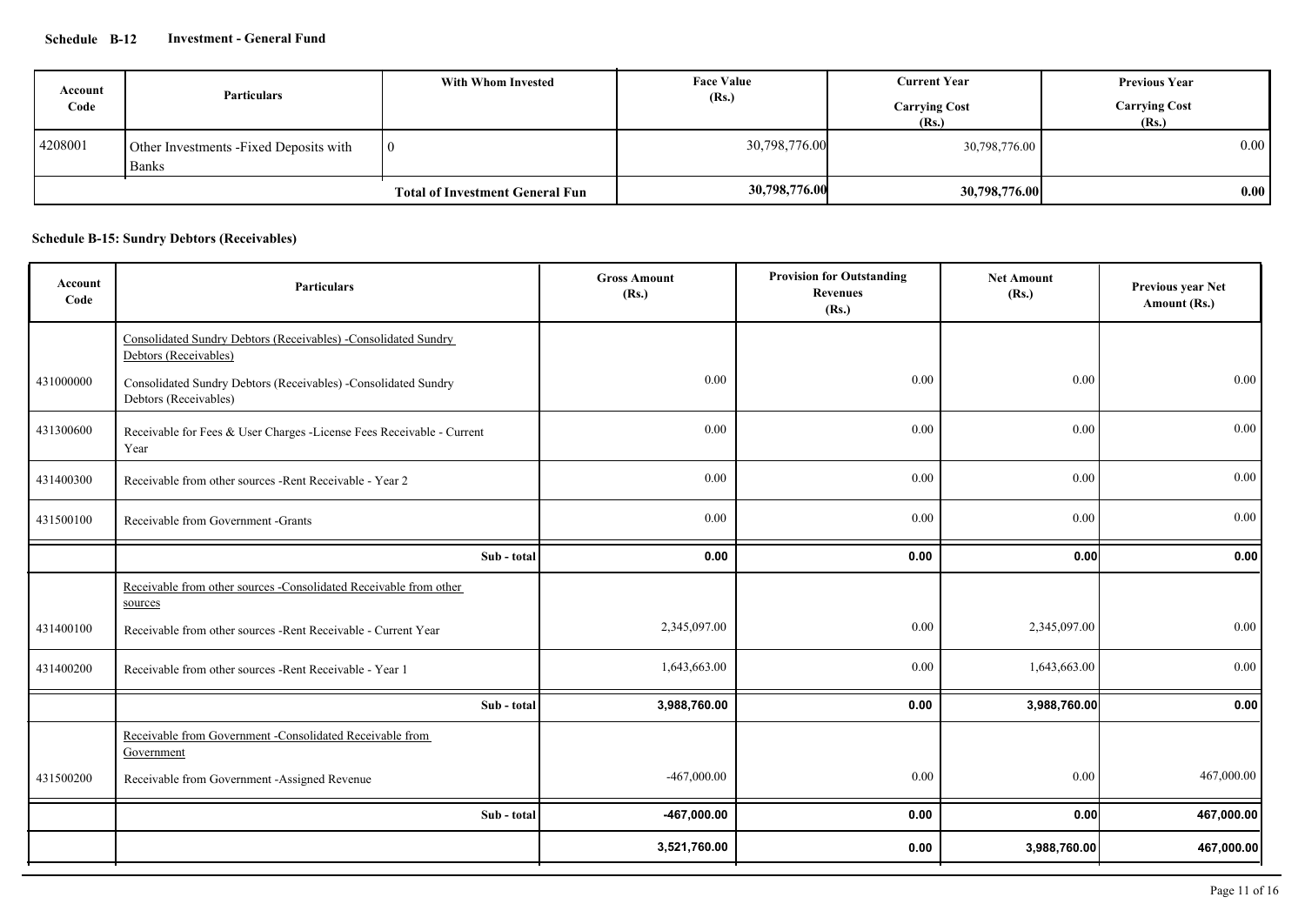**Schedule B-12 Investment - General Fund**

| Account Code | Particulars | With Whom Invested | Face Value (Rs.) | Current Year Carrying Cost (Rs.) | Previous Year Carrying Cost (Rs.) |
|---|---|---|---|---|---|
| 4208001 | Other Investments -Fixed Deposits with Banks | 0 | 30,798,776.00 | 30,798,776.00 | 0.00 |
| | | **Total of Investment General Fun** | **30,798,776.00** | **30,798,776.00** | **0.00** |

**Schedule B-15: Sundry Debtors (Receivables)**

| Account Code | Particulars | Gross Amount (Rs.) | Provision for Outstanding Revenues (Rs.) | Net Amount (Rs.) | Previous year Net Amount (Rs.) |
|---|---|---|---|---|---|
| | Consolidated Sundry Debtors (Receivables) -Consolidated Sundry Debtors (Receivables) | | | | |
| 431000000 | Consolidated Sundry Debtors (Receivables) -Consolidated Sundry Debtors (Receivables) | 0.00 | 0.00 | 0.00 | 0.00 |
| 431300600 | Receivable for Fees & User Charges -License Fees Receivable - Current Year | 0.00 | 0.00 | 0.00 | 0.00 |
| 431400300 | Receivable from other sources -Rent Receivable - Year 2 | 0.00 | 0.00 | 0.00 | 0.00 |
| 431500100 | Receivable from Government -Grants | 0.00 | 0.00 | 0.00 | 0.00 |
| | **Sub - total** | **0.00** | **0.00** | **0.00** | **0.00** |
| | Receivable from other sources -Consolidated Receivable from other sources | | | | |
| 431400100 | Receivable from other sources -Rent Receivable - Current Year | 2,345,097.00 | 0.00 | 2,345,097.00 | 0.00 |
| 431400200 | Receivable from other sources -Rent Receivable - Year 1 | 1,643,663.00 | 0.00 | 1,643,663.00 | 0.00 |
| | **Sub - total** | **3,988,760.00** | **0.00** | **3,988,760.00** | **0.00** |
| | Receivable from Government -Consolidated Receivable from Government | | | | |
| 431500200 | Receivable from Government -Assigned Revenue | -467,000.00 | 0.00 | 0.00 | 467,000.00 |
| | **Sub - total** | **-467,000.00** | **0.00** | **0.00** | **467,000.00** |
| | | **3,521,760.00** | **0.00** | **3,988,760.00** | **467,000.00** |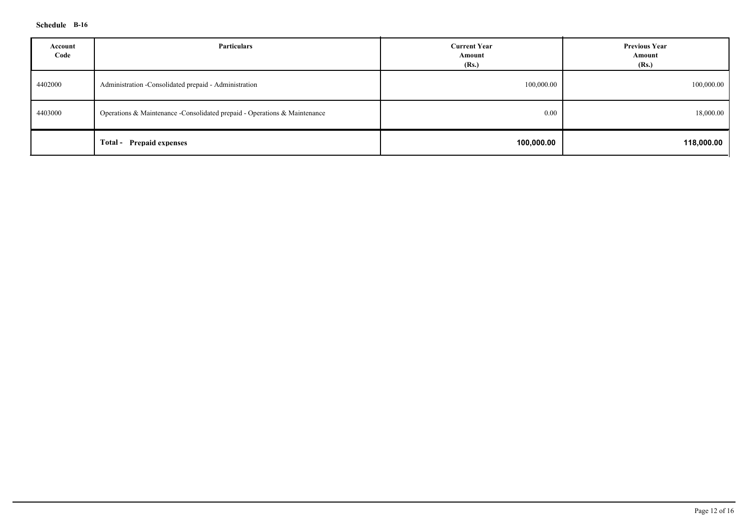**Schedule B-16**

| Account Code | Particulars | Current Year Amount (Rs.) | Previous Year Amount (Rs.) |
|---|---|---|---|
| 4402000 | Administration -Consolidated prepaid - Administration | 100,000.00 | 100,000.00 |
| 4403000 | Operations & Maintenance -Consolidated prepaid - Operations & Maintenance | 0.00 | 18,000.00 |
| | **Total - Prepaid expenses** | **100,000.00** | **118,000.00** |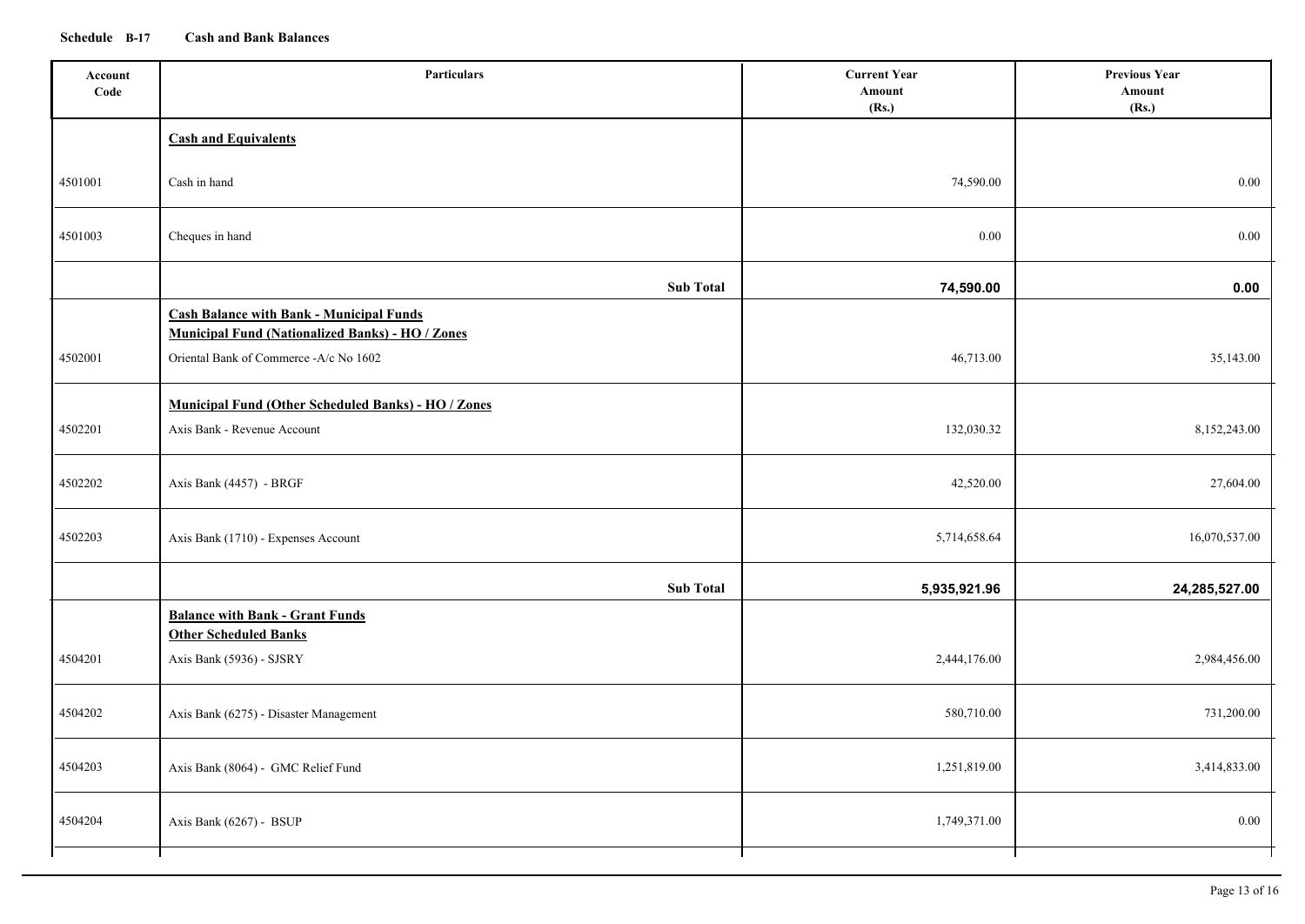**Schedule B-17 Cash and Bank Balances**

| Account Code | Particulars | Current Year Amount (Rs.) | Previous Year Amount (Rs.) |
|---|---|---|---|
| | **Cash and Equivalents** | | |
| 4501001 | Cash in hand | 74,590.00 | 0.00 |
| 4501003 | Cheques in hand | 0.00 | 0.00 |
| | **Sub Total** | **74,590.00** | **0.00** |
| | **Cash Balance with Bank - Municipal Funds** | | |
| | **Municipal Fund (Nationalized Banks) - HO / Zones** | | |
| 4502001 | Oriental Bank of Commerce -A/c No 1602 | 46,713.00 | 35,143.00 |
| | **Municipal Fund (Other Scheduled Banks) - HO / Zones** | | |
| 4502201 | Axis Bank - Revenue Account | 132,030.32 | 8,152,243.00 |
| 4502202 | Axis Bank (4457) - BRGF | 42,520.00 | 27,604.00 |
| 4502203 | Axis Bank (1710) - Expenses Account | 5,714,658.64 | 16,070,537.00 |
| | **Sub Total** | **5,935,921.96** | **24,285,527.00** |
| | **Balance with Bank - Grant Funds** | | |
| | **Other Scheduled Banks** | | |
| 4504201 | Axis Bank (5936) - SJSRY | 2,444,176.00 | 2,984,456.00 |
| 4504202 | Axis Bank (6275) - Disaster Management | 580,710.00 | 731,200.00 |
| 4504203 | Axis Bank (8064) - GMC Relief Fund | 1,251,819.00 | 3,414,833.00 |
| 4504204 | Axis Bank (6267) - BSUP | 1,749,371.00 | 0.00 |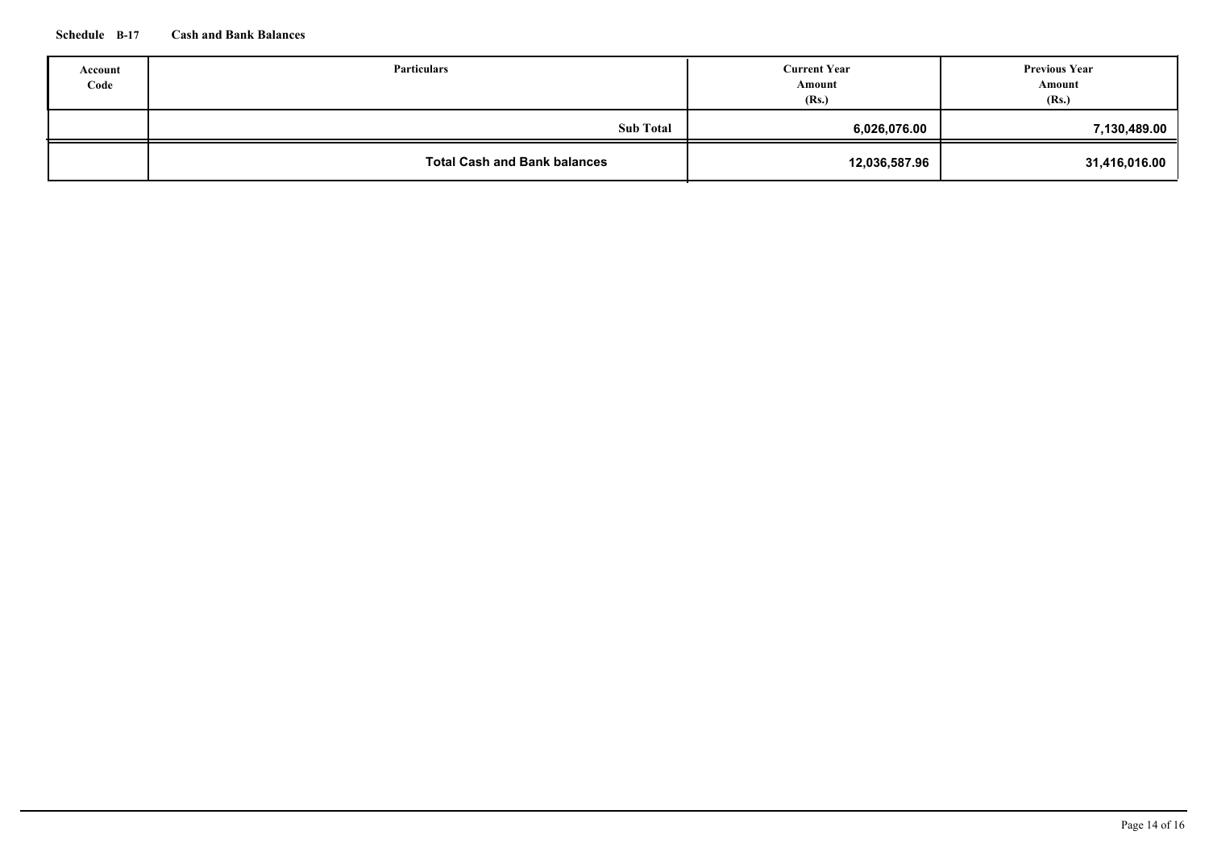**Schedule B-17 Cash and Bank Balances**

| Account Code | Particulars | Current Year Amount (Rs.) | Previous Year Amount (Rs.) |
|---|---|---|---|
| | **Sub Total** | **6,026,076.00** | **7,130,489.00** |
| | **Total Cash and Bank balances** | **12,036,587.96** | **31,416,016.00** |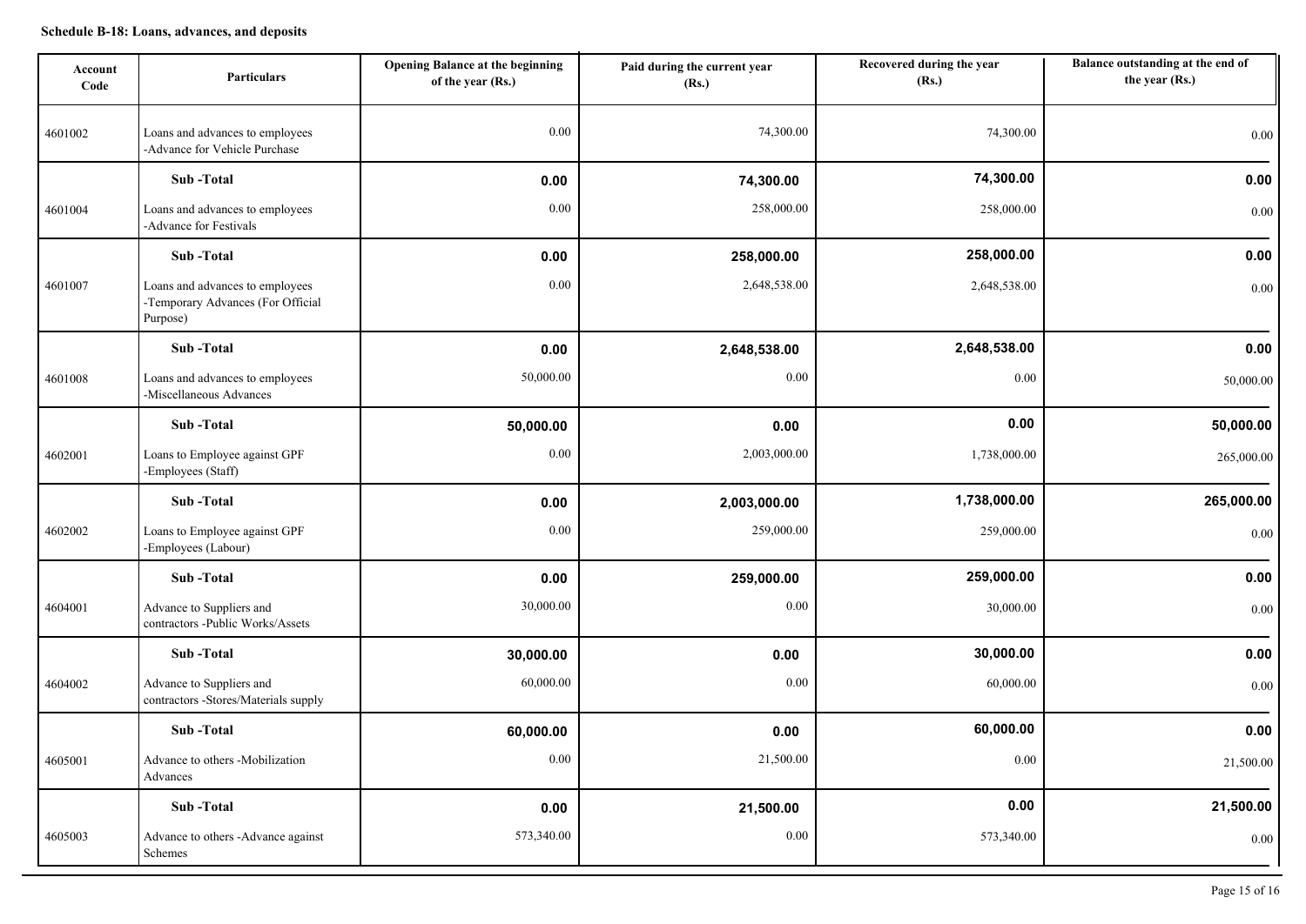**Schedule B-18: Loans, advances, and deposits**

| Account Code | Particulars | Opening Balance at the beginning of the year (Rs.) | Paid during the current year (Rs.) | Recovered during the year (Rs.) | Balance outstanding at the end of the year (Rs.) |
|---|---|---|---|---|---|
| 4601002 | Loans and advances to employees -Advance for Vehicle Purchase | 0.00 | 74,300.00 | 74,300.00 | 0.00 |
| | **Sub -Total** | **0.00** | **74,300.00** | **74,300.00** | **0.00** |
| 4601004 | Loans and advances to employees -Advance for Festivals | 0.00 | 258,000.00 | 258,000.00 | 0.00 |
| | **Sub -Total** | **0.00** | **258,000.00** | **258,000.00** | **0.00** |
| 4601007 | Loans and advances to employees -Temporary Advances (For Official Purpose) | 0.00 | 2,648,538.00 | 2,648,538.00 | 0.00 |
| | **Sub -Total** | **0.00** | **2,648,538.00** | **2,648,538.00** | **0.00** |
| 4601008 | Loans and advances to employees -Miscellaneous Advances | 50,000.00 | 0.00 | 0.00 | 50,000.00 |
| | **Sub -Total** | **50,000.00** | **0.00** | **0.00** | **50,000.00** |
| 4602001 | Loans to Employee against GPF -Employees (Staff) | 0.00 | 2,003,000.00 | 1,738,000.00 | 265,000.00 |
| | **Sub -Total** | **0.00** | **2,003,000.00** | **1,738,000.00** | **265,000.00** |
| 4602002 | Loans to Employee against GPF -Employees (Labour) | 0.00 | 259,000.00 | 259,000.00 | 0.00 |
| | **Sub -Total** | **0.00** | **259,000.00** | **259,000.00** | **0.00** |
| 4604001 | Advance to Suppliers and contractors -Public Works/Assets | 30,000.00 | 0.00 | 30,000.00 | 0.00 |
| | **Sub -Total** | **30,000.00** | **0.00** | **30,000.00** | **0.00** |
| 4604002 | Advance to Suppliers and contractors -Stores/Materials supply | 60,000.00 | 0.00 | 60,000.00 | 0.00 |
| | **Sub -Total** | **60,000.00** | **0.00** | **60,000.00** | **0.00** |
| 4605001 | Advance to others -Mobilization Advances | 0.00 | 21,500.00 | 0.00 | 21,500.00 |
| | **Sub -Total** | **0.00** | **21,500.00** | **0.00** | **21,500.00** |
| 4605003 | Advance to others -Advance against Schemes | 573,340.00 | 0.00 | 573,340.00 | 0.00 |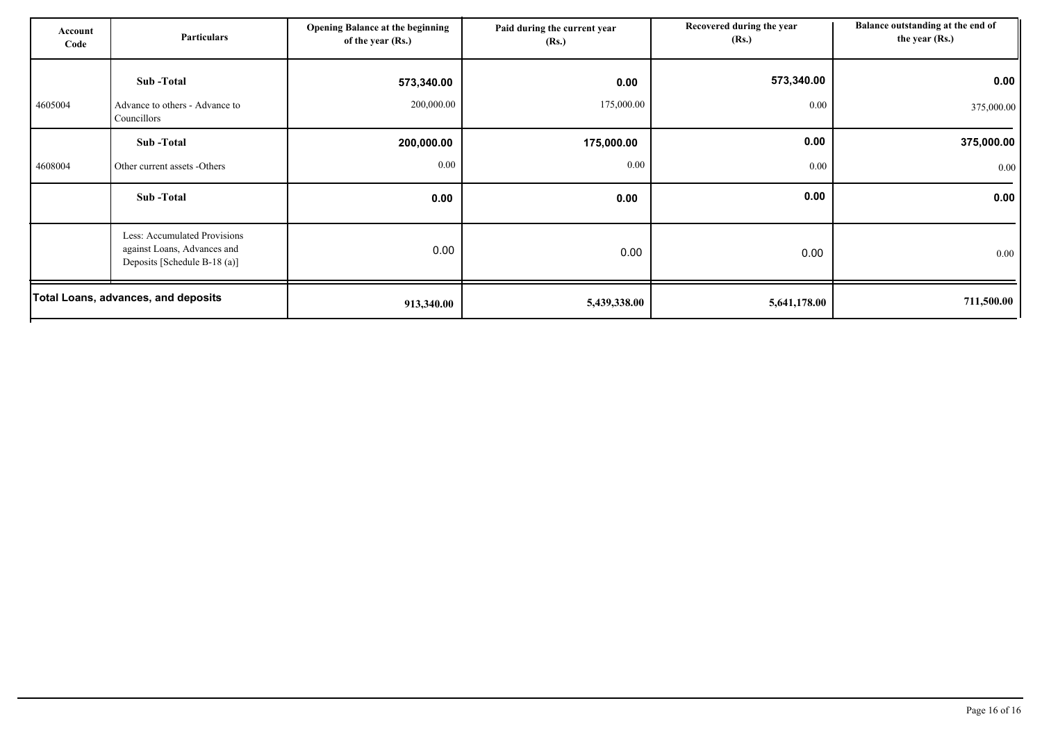| Account Code | Particulars | Opening Balance at the beginning of the year (Rs.) | Paid during the current year (Rs.) | Recovered during the year (Rs.) | Balance outstanding at the end of the year (Rs.) |
|---|---|---|---|---|---|
| | **Sub -Total** | **573,340.00** | **0.00** | **573,340.00** | **0.00** |
| 4605004 | Advance to others - Advance to Councillors | 200,000.00 | 175,000.00 | 0.00 | 375,000.00 |
| | **Sub -Total** | **200,000.00** | **175,000.00** | **0.00** | **375,000.00** |
| 4608004 | Other current assets -Others | 0.00 | 0.00 | 0.00 | 0.00 |
| | **Sub -Total** | **0.00** | **0.00** | **0.00** | **0.00** |
| | Less: Accumulated Provisions against Loans, Advances and Deposits [Schedule B-18 (a)] | 0.00 | 0.00 | 0.00 | 0.00 |
| **Total Loans, advances, and deposits** | | **913,340.00** | **5,439,338.00** | **5,641,178.00** | **711,500.00** |